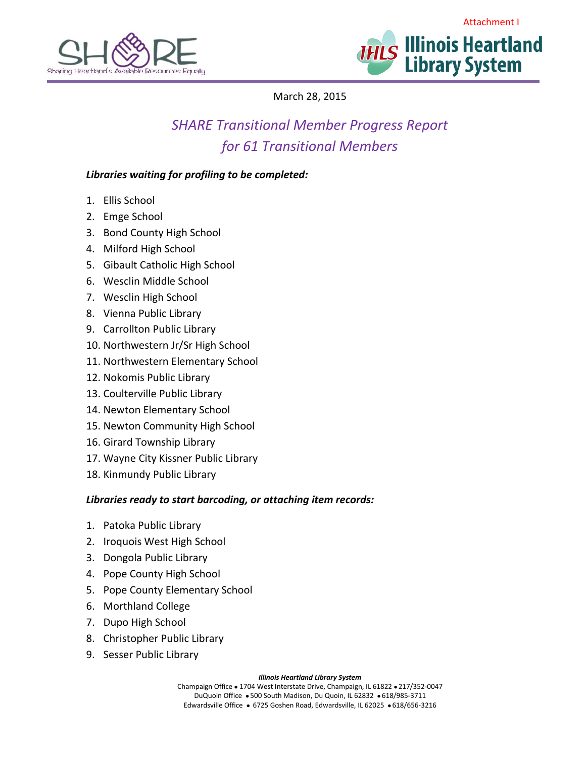Attachment I

**SHARE** Sharing Heartland's Available Resources Equally

**IHLS Illinois Heartland Library System**

March 28, 2015

# *SHARE Transitional Member Progress Report for 61 Transitional Members*

***Libraries waiting for profiling to be completed:***

1. Ellis School
2. Emge School
3. Bond County High School
4. Milford High School
5. Gibault Catholic High School
6. Wesclin Middle School
7. Wesclin High School
8. Vienna Public Library
9. Carrollton Public Library
10. Northwestern Jr/Sr High School
11. Northwestern Elementary School
12. Nokomis Public Library
13. Coulterville Public Library
14. Newton Elementary School
15. Newton Community High School
16. Girard Township Library
17. Wayne City Kissner Public Library
18. Kinmundy Public Library

***Libraries ready to start barcoding, or attaching item records:***

1. Patoka Public Library
2. Iroquois West High School
3. Dongola Public Library
4. Pope County High School
5. Pope County Elementary School
6. Morthland College
7. Dupo High School
8. Christopher Public Library
9. Sesser Public Library

***Illinois Heartland Library System***

Champaign Office • 1704 West Interstate Drive, Champaign, IL 61822 • 217/352-0047
DuQuoin Office • 500 South Madison, Du Quoin, IL 62832 • 618/985-3711
Edwardsville Office • 6725 Goshen Road, Edwardsville, IL 62025 • 618/656-3216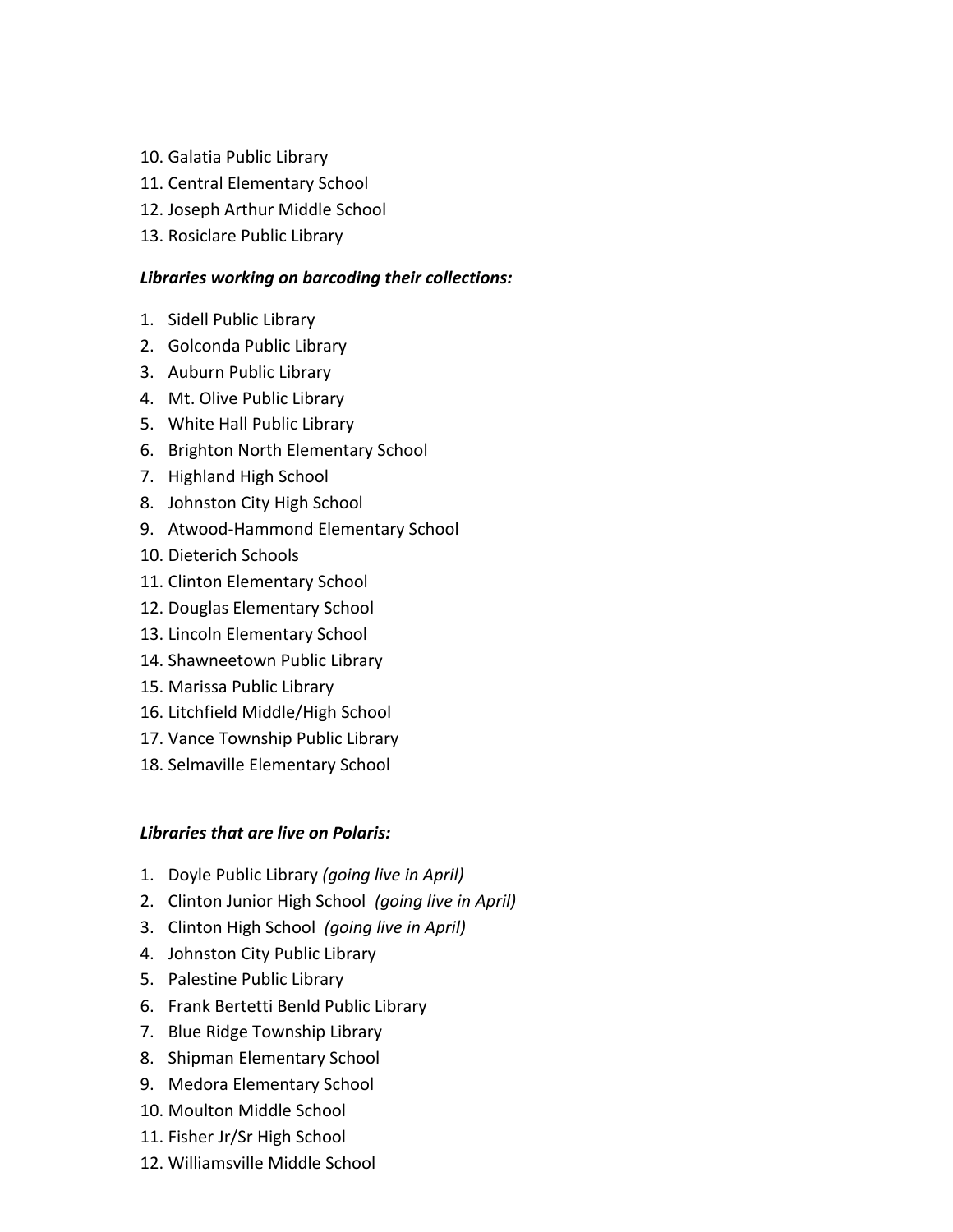10. Galatia Public Library
11. Central Elementary School
12. Joseph Arthur Middle School
13. Rosiclare Public Library

***Libraries working on barcoding their collections:***

1. Sidell Public Library
2. Golconda Public Library
3. Auburn Public Library
4. Mt. Olive Public Library
5. White Hall Public Library
6. Brighton North Elementary School
7. Highland High School
8. Johnston City High School
9. Atwood-Hammond Elementary School
10. Dieterich Schools
11. Clinton Elementary School
12. Douglas Elementary School
13. Lincoln Elementary School
14. Shawneetown Public Library
15. Marissa Public Library
16. Litchfield Middle/High School
17. Vance Township Public Library
18. Selmaville Elementary School

***Libraries that are live on Polaris:***

1. Doyle Public Library *(going live in April)*
2. Clinton Junior High School *(going live in April)*
3. Clinton High School *(going live in April)*
4. Johnston City Public Library
5. Palestine Public Library
6. Frank Bertetti Benld Public Library
7. Blue Ridge Township Library
8. Shipman Elementary School
9. Medora Elementary School
10. Moulton Middle School
11. Fisher Jr/Sr High School
12. Williamsville Middle School